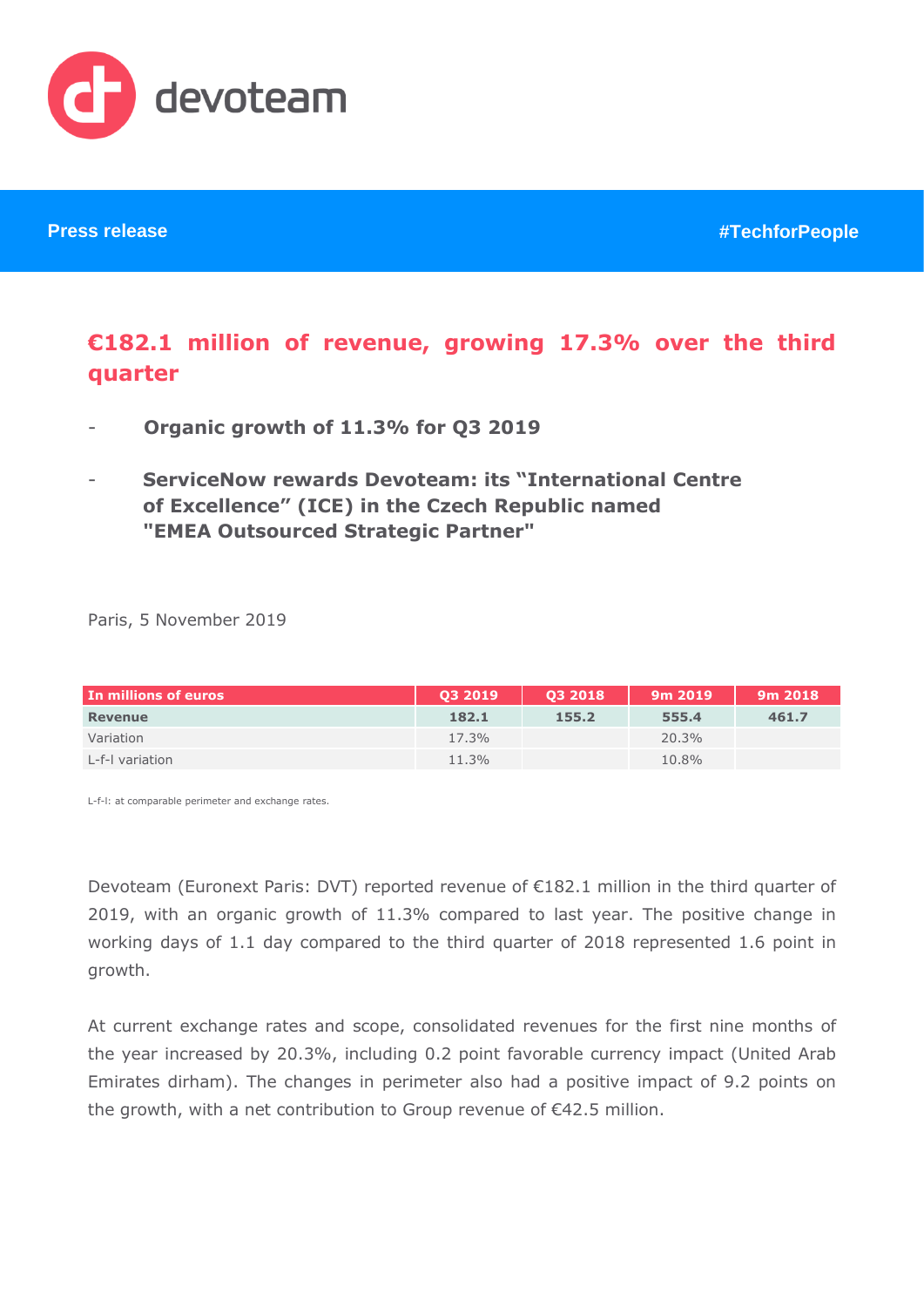devoteam

**Press release** **#TechforPeople**

# €182.1 million of revenue, growing 17.3% over the third quarter

- **Organic growth of 11.3% for Q3 2019**
- **ServiceNow rewards Devoteam: its "International Centre of Excellence" (ICE) in the Czech Republic named "EMEA Outsourced Strategic Partner"**

Paris, 5 November 2019

| In millions of euros | Q3 2019 | Q3 2018 | 9m 2019 | 9m 2018 |
|---|---|---|---|---|
| **Revenue** | **182.1** | **155.2** | **555.4** | **461.7** |
| Variation | 17.3% | | 20.3% | |
| L-f-l variation | 11.3% | | 10.8% | |

L-f-l: at comparable perimeter and exchange rates.

Devoteam (Euronext Paris: DVT) reported revenue of €182.1 million in the third quarter of 2019, with an organic growth of 11.3% compared to last year. The positive change in working days of 1.1 day compared to the third quarter of 2018 represented 1.6 point in growth.

At current exchange rates and scope, consolidated revenues for the first nine months of the year increased by 20.3%, including 0.2 point favorable currency impact (United Arab Emirates dirham). The changes in perimeter also had a positive impact of 9.2 points on the growth, with a net contribution to Group revenue of €42.5 million.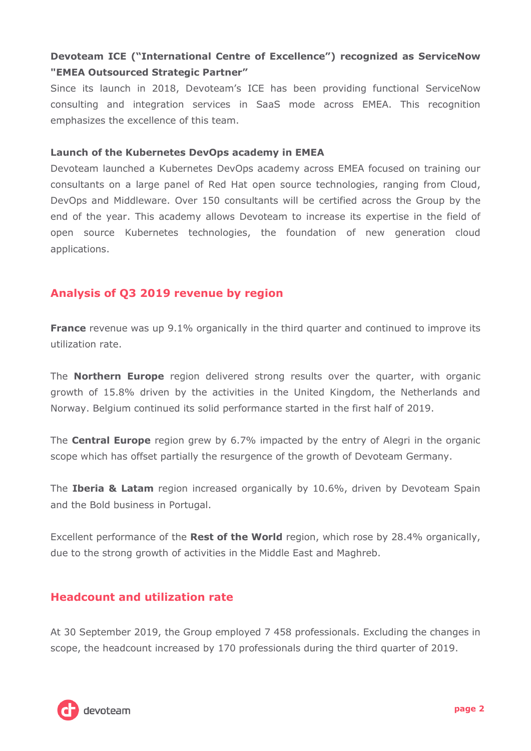**Devoteam ICE ("International Centre of Excellence") recognized as ServiceNow "EMEA Outsourced Strategic Partner"**

Since its launch in 2018, Devoteam's ICE has been providing functional ServiceNow consulting and integration services in SaaS mode across EMEA. This recognition emphasizes the excellence of this team.

**Launch of the Kubernetes DevOps academy in EMEA**

Devoteam launched a Kubernetes DevOps academy across EMEA focused on training our consultants on a large panel of Red Hat open source technologies, ranging from Cloud, DevOps and Middleware. Over 150 consultants will be certified across the Group by the end of the year. This academy allows Devoteam to increase its expertise in the field of open source Kubernetes technologies, the foundation of new generation cloud applications.

## Analysis of Q3 2019 revenue by region

**France** revenue was up 9.1% organically in the third quarter and continued to improve its utilization rate.

The **Northern Europe** region delivered strong results over the quarter, with organic growth of 15.8% driven by the activities in the United Kingdom, the Netherlands and Norway. Belgium continued its solid performance started in the first half of 2019.

The **Central Europe** region grew by 6.7% impacted by the entry of Alegri in the organic scope which has offset partially the resurgence of the growth of Devoteam Germany.

The **Iberia & Latam** region increased organically by 10.6%, driven by Devoteam Spain and the Bold business in Portugal.

Excellent performance of the **Rest of the World** region, which rose by 28.4% organically, due to the strong growth of activities in the Middle East and Maghreb.

## Headcount and utilization rate

At 30 September 2019, the Group employed 7 458 professionals. Excluding the changes in scope, the headcount increased by 170 professionals during the third quarter of 2019.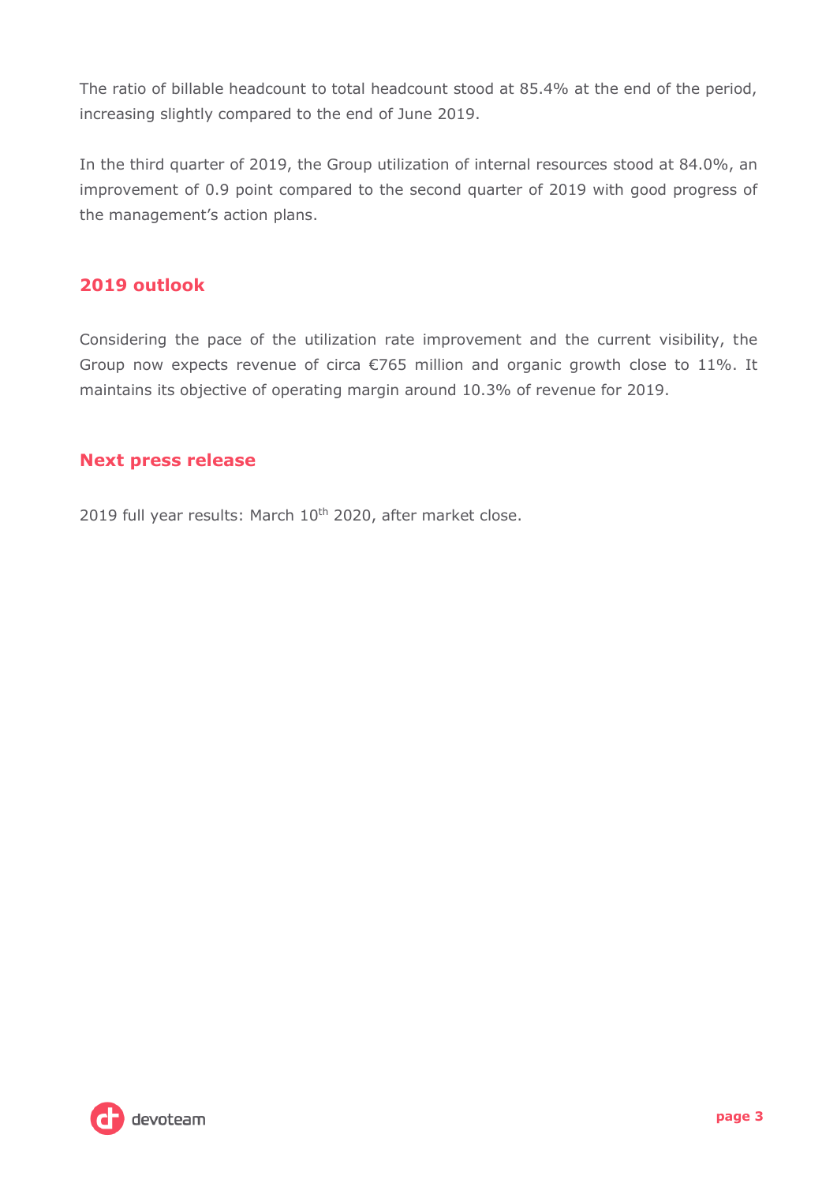The ratio of billable headcount to total headcount stood at 85.4% at the end of the period, increasing slightly compared to the end of June 2019.

In the third quarter of 2019, the Group utilization of internal resources stood at 84.0%, an improvement of 0.9 point compared to the second quarter of 2019 with good progress of the management's action plans.

## 2019 outlook

Considering the pace of the utilization rate improvement and the current visibility, the Group now expects revenue of circa €765 million and organic growth close to 11%. It maintains its objective of operating margin around 10.3% of revenue for 2019.

## Next press release

2019 full year results: March 10th 2020, after market close.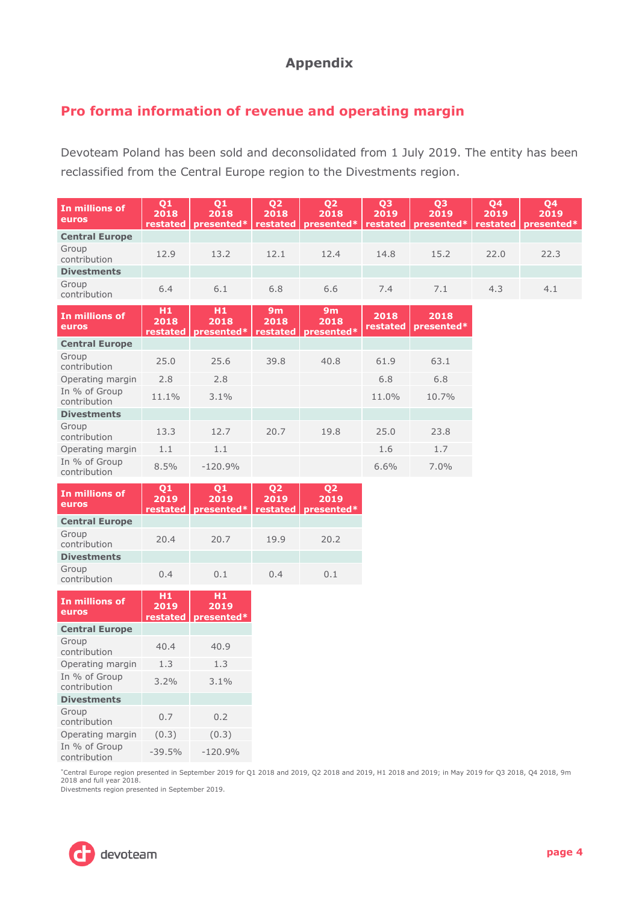# Appendix

## Pro forma information of revenue and operating margin

Devoteam Poland has been sold and deconsolidated from 1 July 2019. The entity has been reclassified from the Central Europe region to the Divestments region.

| In millions of euros | Q1 2018 restated | Q1 2018 presented* | Q2 2018 restated | Q2 2018 presented* | Q3 2019 restated | Q3 2019 presented* | Q4 2019 restated | Q4 2019 presented* |
|---|---|---|---|---|---|---|---|---|
| **Central Europe** | | | | | | | | |
| Group contribution | 12.9 | 13.2 | 12.1 | 12.4 | 14.8 | 15.2 | 22.0 | 22.3 |
| **Divestments** | | | | | | | | |
| Group contribution | 6.4 | 6.1 | 6.8 | 6.6 | 7.4 | 7.1 | 4.3 | 4.1 |

| In millions of euros | H1 2018 restated | H1 2018 presented* | 9m 2018 restated | 9m 2018 presented* | 2018 restated | 2018 presented* |
|---|---|---|---|---|---|---|
| **Central Europe** | | | | | | |
| Group contribution | 25.0 | 25.6 | 39.8 | 40.8 | 61.9 | 63.1 |
| Operating margin | 2.8 | 2.8 | | | 6.8 | 6.8 |
| In % of Group contribution | 11.1% | 3.1% | | | 11.0% | 10.7% |
| **Divestments** | | | | | | |
| Group contribution | 13.3 | 12.7 | 20.7 | 19.8 | 25.0 | 23.8 |
| Operating margin | 1.1 | 1.1 | | | 1.6 | 1.7 |
| In % of Group contribution | 8.5% | -120.9% | | | 6.6% | 7.0% |

| In millions of euros | Q1 2019 restated | Q1 2019 presented* | Q2 2019 restated | Q2 2019 presented* |
|---|---|---|---|---|
| **Central Europe** | | | | |
| Group contribution | 20.4 | 20.7 | 19.9 | 20.2 |
| **Divestments** | | | | |
| Group contribution | 0.4 | 0.1 | 0.4 | 0.1 |

| In millions of euros | H1 2019 restated | H1 2019 presented* |
|---|---|---|
| **Central Europe** | | |
| Group contribution | 40.4 | 40.9 |
| Operating margin | 1.3 | 1.3 |
| In % of Group contribution | 3.2% | 3.1% |
| **Divestments** | | |
| Group contribution | 0.7 | 0.2 |
| Operating margin | (0.3) | (0.3) |
| In % of Group contribution | -39.5% | -120.9% |

*Central Europe region presented in September 2019 for Q1 2018 and 2019, Q2 2018 and 2019, H1 2018 and 2019; in May 2019 for Q3 2018, Q4 2018, 9m 2018 and full year 2018.
Divestments region presented in September 2019.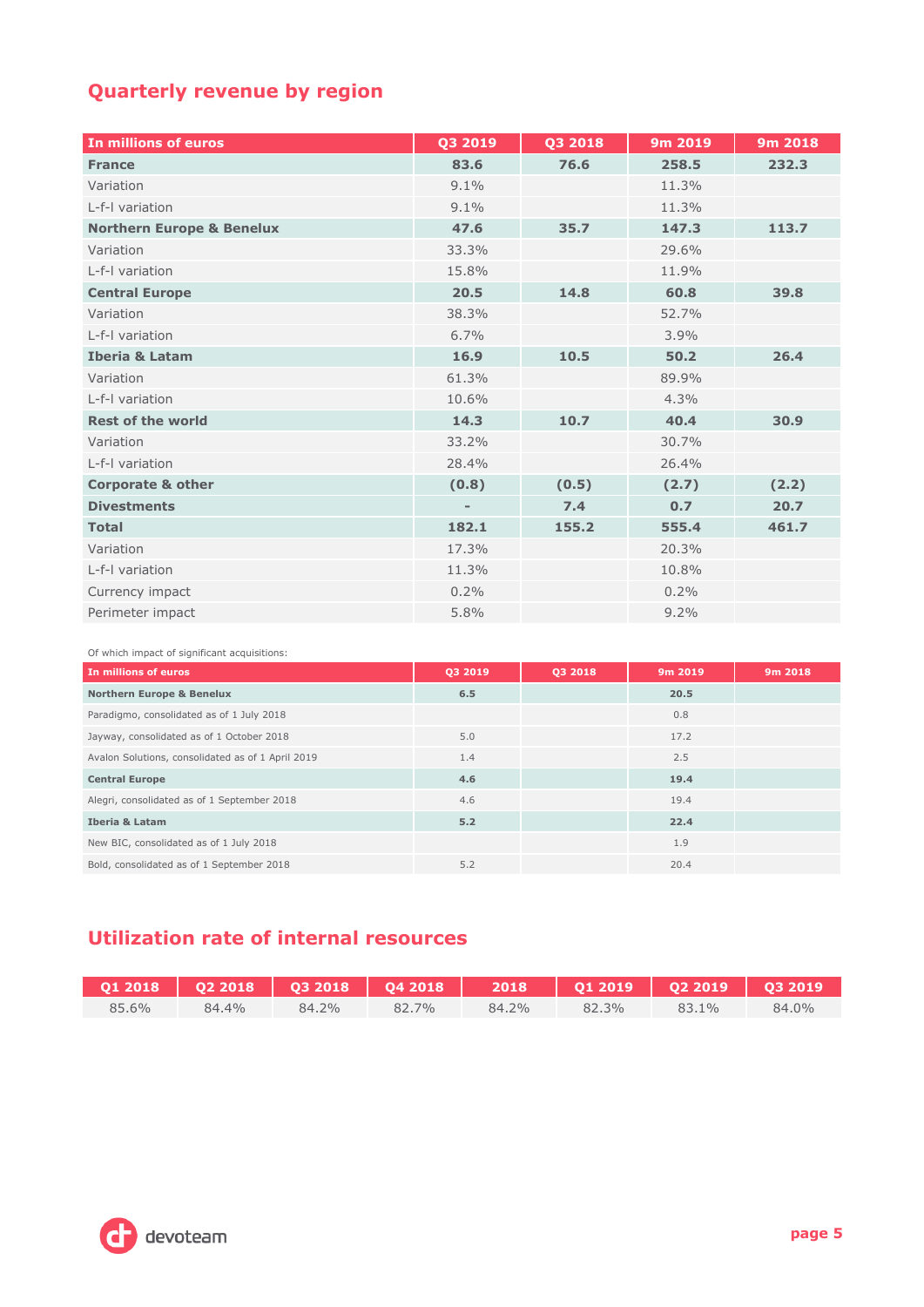## Quarterly revenue by region

| In millions of euros | Q3 2019 | Q3 2018 | 9m 2019 | 9m 2018 |
|---|---|---|---|---|
| **France** | **83.6** | **76.6** | **258.5** | **232.3** |
| Variation | 9.1% | | 11.3% | |
| L-f-l variation | 9.1% | | 11.3% | |
| **Northern Europe & Benelux** | **47.6** | **35.7** | **147.3** | **113.7** |
| Variation | 33.3% | | 29.6% | |
| L-f-l variation | 15.8% | | 11.9% | |
| **Central Europe** | **20.5** | **14.8** | **60.8** | **39.8** |
| Variation | 38.3% | | 52.7% | |
| L-f-l variation | 6.7% | | 3.9% | |
| **Iberia & Latam** | **16.9** | **10.5** | **50.2** | **26.4** |
| Variation | 61.3% | | 89.9% | |
| L-f-l variation | 10.6% | | 4.3% | |
| **Rest of the world** | **14.3** | **10.7** | **40.4** | **30.9** |
| Variation | 33.2% | | 30.7% | |
| L-f-l variation | 28.4% | | 26.4% | |
| **Corporate & other** | **(0.8)** | **(0.5)** | **(2.7)** | **(2.2)** |
| **Divestments** | **-** | **7.4** | **0.7** | **20.7** |
| **Total** | **182.1** | **155.2** | **555.4** | **461.7** |
| Variation | 17.3% | | 20.3% | |
| L-f-l variation | 11.3% | | 10.8% | |
| Currency impact | 0.2% | | 0.2% | |
| Perimeter impact | 5.8% | | 9.2% | |

Of which impact of significant acquisitions:

| In millions of euros | Q3 2019 | Q3 2018 | 9m 2019 | 9m 2018 |
|---|---|---|---|---|
| **Northern Europe & Benelux** | **6.5** | | **20.5** | |
| Paradigmo, consolidated as of 1 July 2018 | | | 0.8 | |
| Jayway, consolidated as of 1 October 2018 | 5.0 | | 17.2 | |
| Avalon Solutions, consolidated as of 1 April 2019 | 1.4 | | 2.5 | |
| **Central Europe** | **4.6** | | **19.4** | |
| Alegri, consolidated as of 1 September 2018 | 4.6 | | 19.4 | |
| **Iberia & Latam** | **5.2** | | **22.4** | |
| New BIC, consolidated as of 1 July 2018 | | | 1.9 | |
| Bold, consolidated as of 1 September 2018 | 5.2 | | 20.4 | |

## Utilization rate of internal resources

| Q1 2018 | Q2 2018 | Q3 2018 | Q4 2018 | 2018 | Q1 2019 | Q2 2019 | Q3 2019 |
|---|---|---|---|---|---|---|---|
| 85.6% | 84.4% | 84.2% | 82.7% | 84.2% | 82.3% | 83.1% | 84.0% |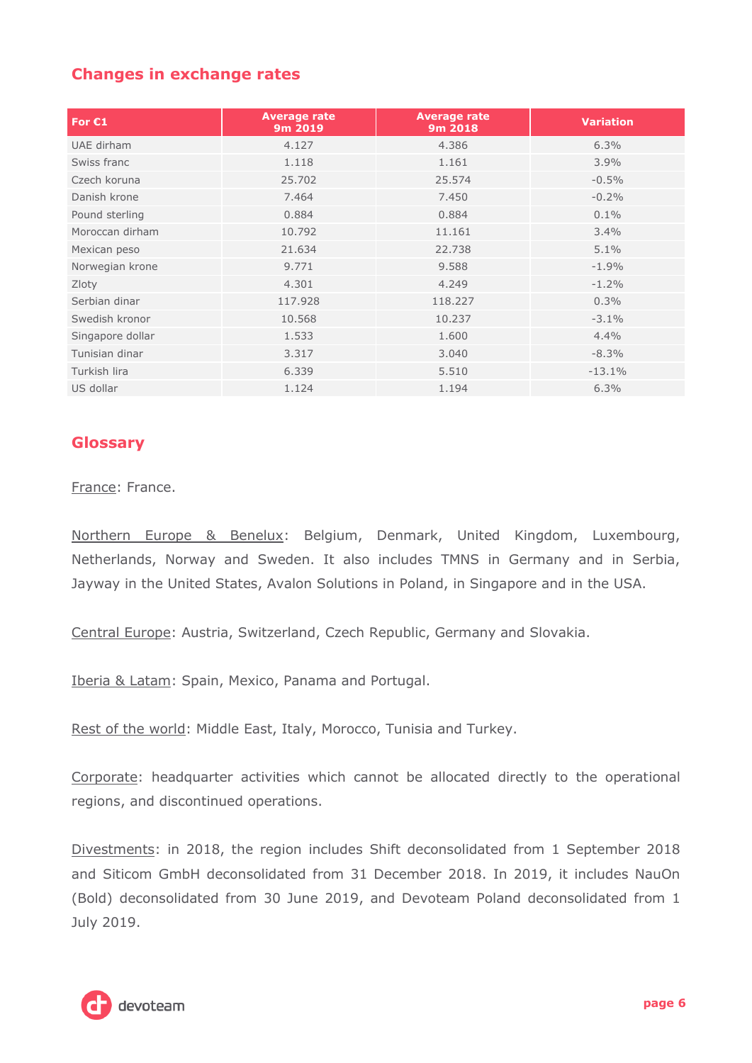## Changes in exchange rates

| For €1 | Average rate 9m 2019 | Average rate 9m 2018 | Variation |
|---|---|---|---|
| UAE dirham | 4.127 | 4.386 | 6.3% |
| Swiss franc | 1.118 | 1.161 | 3.9% |
| Czech koruna | 25.702 | 25.574 | -0.5% |
| Danish krone | 7.464 | 7.450 | -0.2% |
| Pound sterling | 0.884 | 0.884 | 0.1% |
| Moroccan dirham | 10.792 | 11.161 | 3.4% |
| Mexican peso | 21.634 | 22.738 | 5.1% |
| Norwegian krone | 9.771 | 9.588 | -1.9% |
| Zloty | 4.301 | 4.249 | -1.2% |
| Serbian dinar | 117.928 | 118.227 | 0.3% |
| Swedish kronor | 10.568 | 10.237 | -3.1% |
| Singapore dollar | 1.533 | 1.600 | 4.4% |
| Tunisian dinar | 3.317 | 3.040 | -8.3% |
| Turkish lira | 6.339 | 5.510 | -13.1% |
| US dollar | 1.124 | 1.194 | 6.3% |

## Glossary

France: France.

Northern Europe & Benelux: Belgium, Denmark, United Kingdom, Luxembourg, Netherlands, Norway and Sweden. It also includes TMNS in Germany and in Serbia, Jayway in the United States, Avalon Solutions in Poland, in Singapore and in the USA.

Central Europe: Austria, Switzerland, Czech Republic, Germany and Slovakia.

Iberia & Latam: Spain, Mexico, Panama and Portugal.

Rest of the world: Middle East, Italy, Morocco, Tunisia and Turkey.

Corporate: headquarter activities which cannot be allocated directly to the operational regions, and discontinued operations.

Divestments: in 2018, the region includes Shift deconsolidated from 1 September 2018 and Siticom GmbH deconsolidated from 31 December 2018. In 2019, it includes NauOn (Bold) deconsolidated from 30 June 2019, and Devoteam Poland deconsolidated from 1 July 2019.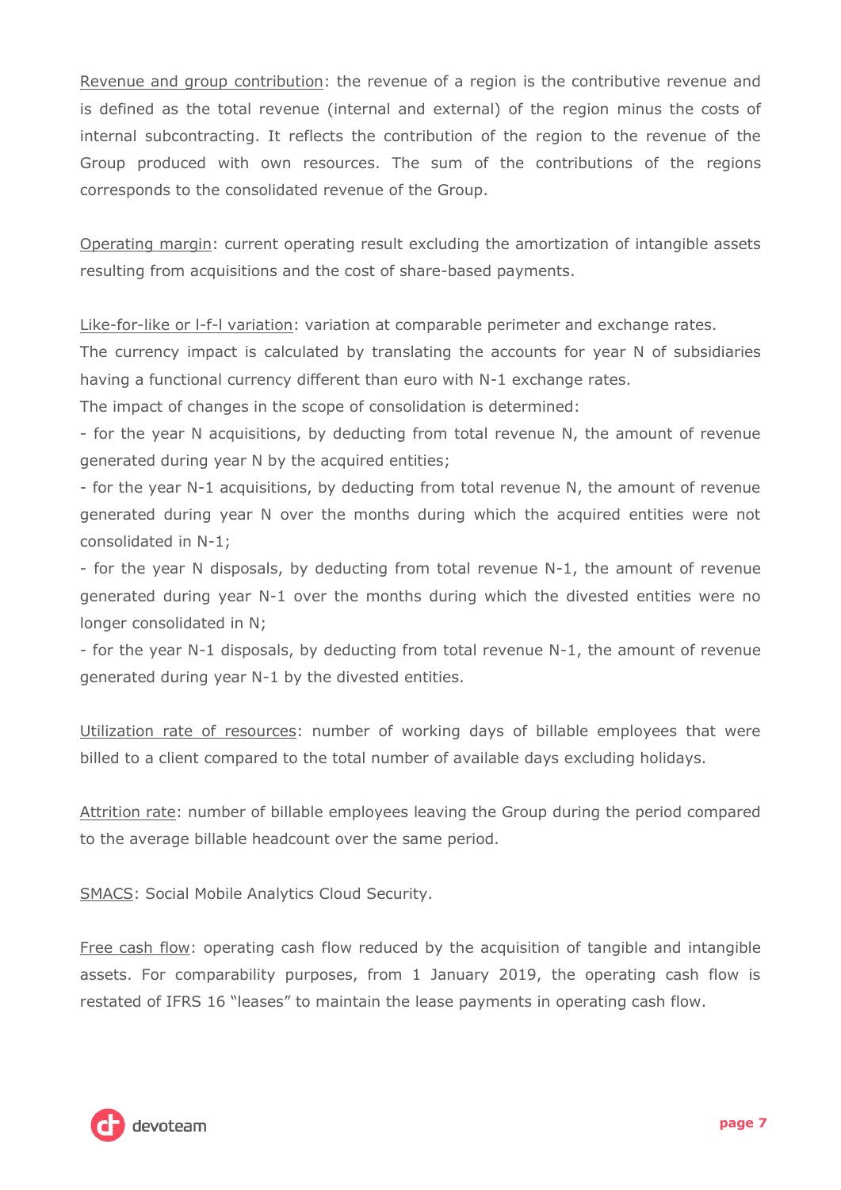Revenue and group contribution: the revenue of a region is the contributive revenue and is defined as the total revenue (internal and external) of the region minus the costs of internal subcontracting. It reflects the contribution of the region to the revenue of the Group produced with own resources. The sum of the contributions of the regions corresponds to the consolidated revenue of the Group.

Operating margin: current operating result excluding the amortization of intangible assets resulting from acquisitions and the cost of share-based payments.

Like-for-like or l-f-l variation: variation at comparable perimeter and exchange rates.
The currency impact is calculated by translating the accounts for year N of subsidiaries having a functional currency different than euro with N-1 exchange rates.
The impact of changes in the scope of consolidation is determined:

- for the year N acquisitions, by deducting from total revenue N, the amount of revenue generated during year N by the acquired entities;
- for the year N-1 acquisitions, by deducting from total revenue N, the amount of revenue generated during year N over the months during which the acquired entities were not consolidated in N-1;
- for the year N disposals, by deducting from total revenue N-1, the amount of revenue generated during year N-1 over the months during which the divested entities were no longer consolidated in N;
- for the year N-1 disposals, by deducting from total revenue N-1, the amount of revenue generated during year N-1 by the divested entities.

Utilization rate of resources: number of working days of billable employees that were billed to a client compared to the total number of available days excluding holidays.

Attrition rate: number of billable employees leaving the Group during the period compared to the average billable headcount over the same period.

SMACS: Social Mobile Analytics Cloud Security.

Free cash flow: operating cash flow reduced by the acquisition of tangible and intangible assets. For comparability purposes, from 1 January 2019, the operating cash flow is restated of IFRS 16 "leases" to maintain the lease payments in operating cash flow.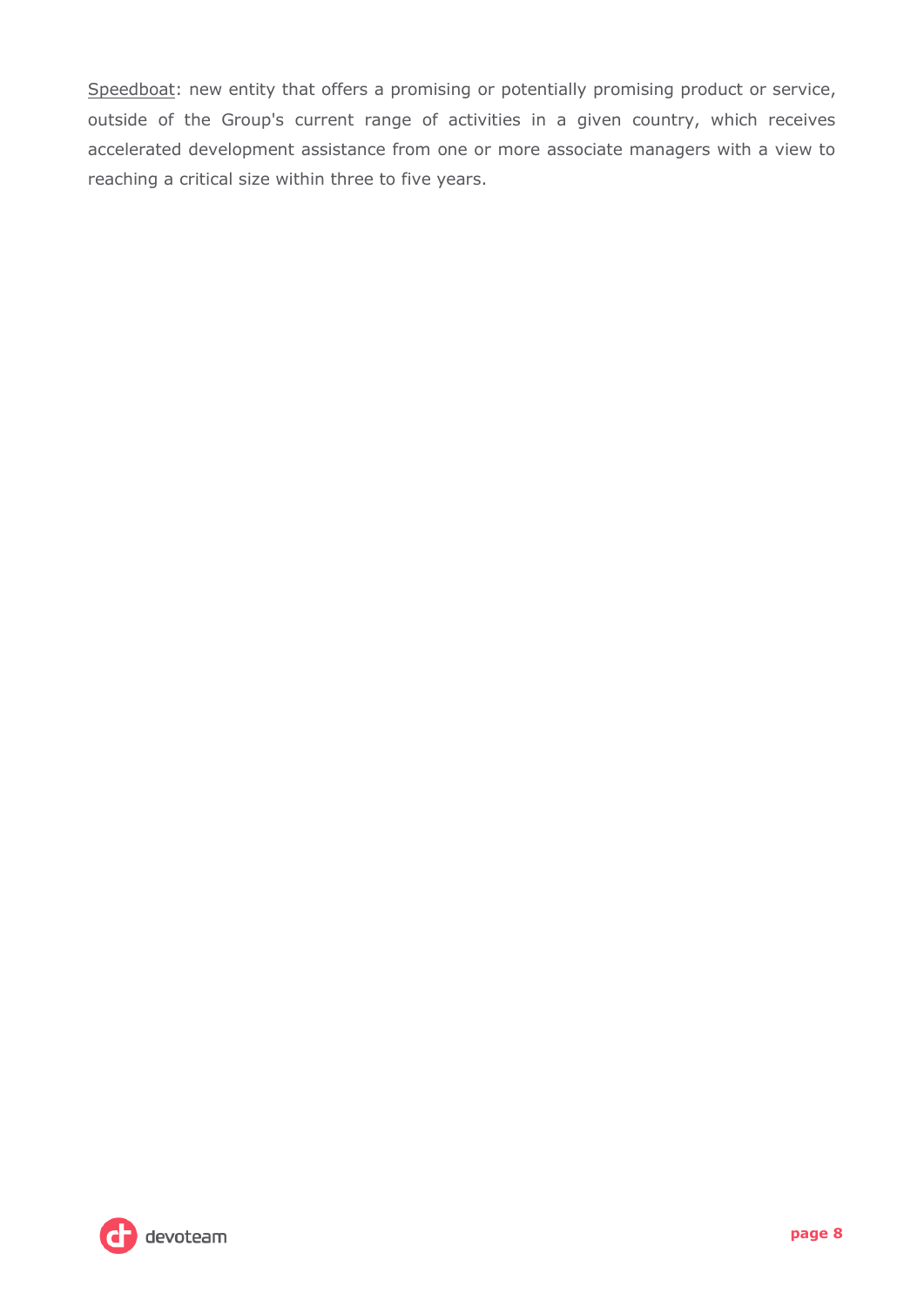<u>Speedboat</u>: new entity that offers a promising or potentially promising product or service, outside of the Group's current range of activities in a given country, which receives accelerated development assistance from one or more associate managers with a view to reaching a critical size within three to five years.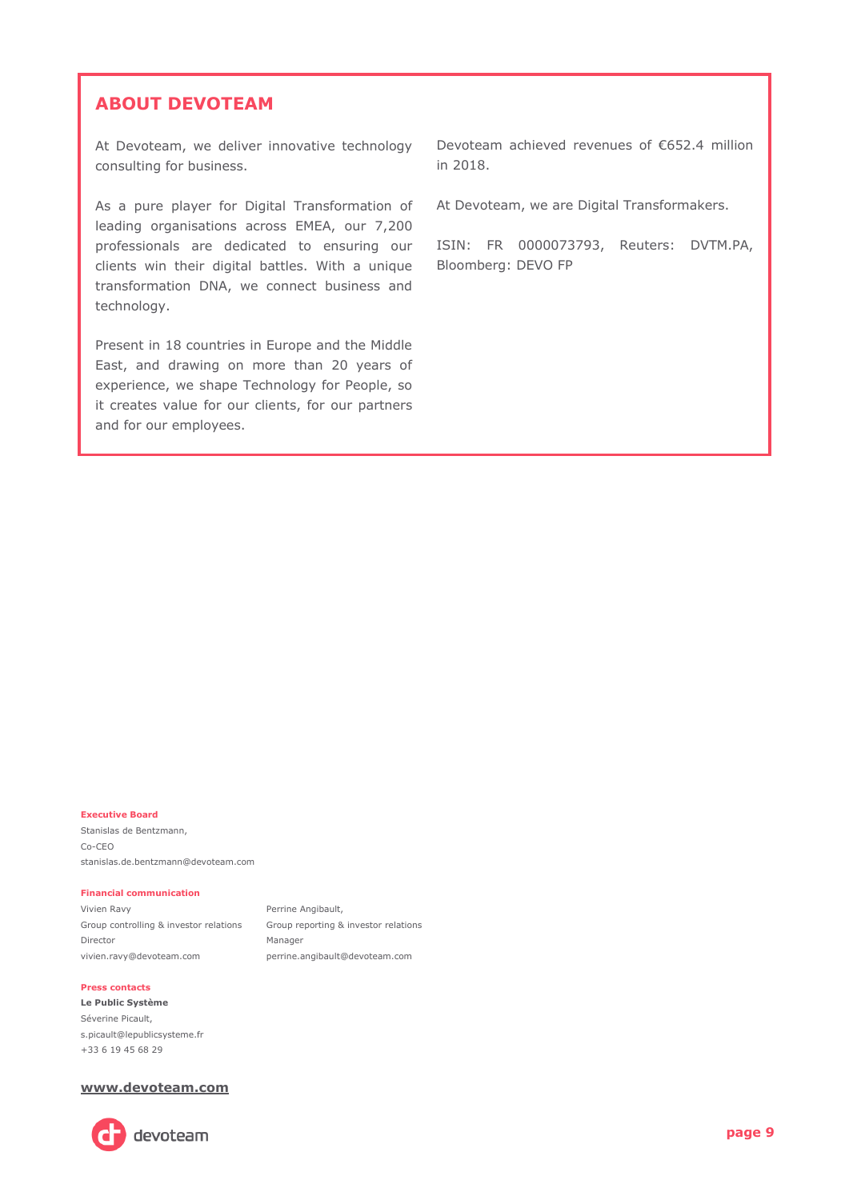## ABOUT DEVOTEAM

At Devoteam, we deliver innovative technology consulting for business.

As a pure player for Digital Transformation of leading organisations across EMEA, our 7,200 professionals are dedicated to ensuring our clients win their digital battles. With a unique transformation DNA, we connect business and technology.

Present in 18 countries in Europe and the Middle East, and drawing on more than 20 years of experience, we shape Technology for People, so it creates value for our clients, for our partners and for our employees.

Devoteam achieved revenues of €652.4 million in 2018.

At Devoteam, we are Digital Transformakers.

ISIN: FR 0000073793, Reuters: DVTM.PA, Bloomberg: DEVO FP

**Executive Board**

Stanislas de Bentzmann,
Co-CEO
stanislas.de.bentzmann@devoteam.com

**Financial communication**

Vivien Ravy
Group controlling & investor relations Director
vivien.ravy@devoteam.com

Perrine Angibault,
Group reporting & investor relations Manager
perrine.angibault@devoteam.com

**Press contacts**

**Le Public Système**
Séverine Picault,
s.picault@lepublicsysteme.fr
+33 6 19 45 68 29

**www.devoteam.com**